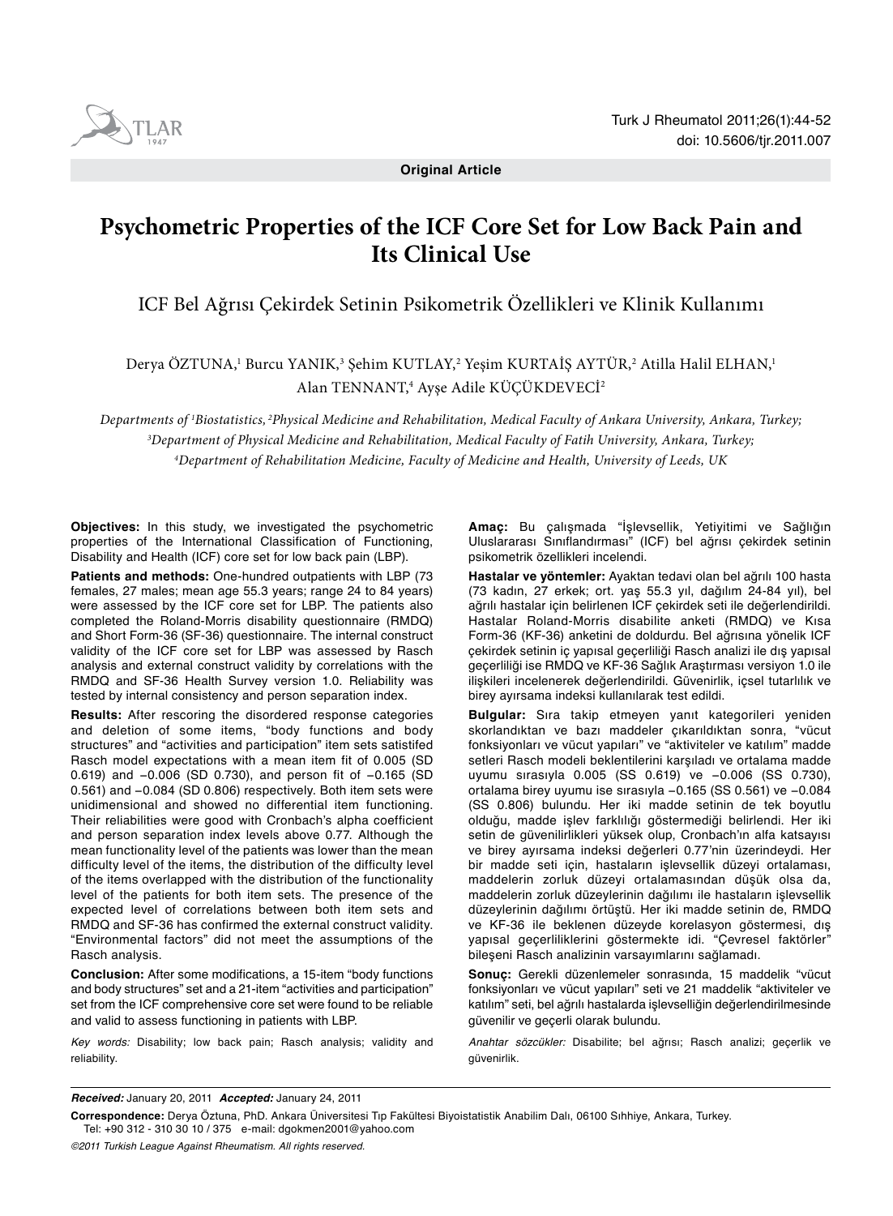**Original Article**

# Psychometric Properties of the ICF Core Set for Low Back Pain and Its Clinical Use

## ICF Bel Ağrısı Çekirdek Setinin Psikometrik Özellikleri ve Klinik Kullanımı

Derya ÖZTUNA,[1] Burcu YANIK,[3] Şehim KUTLAY,[2] Yeşim KURTAİŞ AYTÜR,[2] Atilla Halil ELHAN,[1] Alan TENNANT,[4] Ayşe Adile KÜÇÜKDEVECİ[2]

*Departments of [1]Biostatistics, [2]Physical Medicine and Rehabilitation, Medical Faculty of Ankara University, Ankara, Turkey;*
*[3]Department of Physical Medicine and Rehabilitation, Medical Faculty of Fatih University, Ankara, Turkey;*
*[4]Department of Rehabilitation Medicine, Faculty of Medicine and Health, University of Leeds, UK*

**Objectives:** In this study, we investigated the psychometric properties of the International Classification of Functioning, Disability and Health (ICF) core set for low back pain (LBP).

**Patients and methods:** One-hundred outpatients with LBP (73 females, 27 males; mean age 55.3 years; range 24 to 84 years) were assessed by the ICF core set for LBP. The patients also completed the Roland-Morris disability questionnaire (RMDQ) and Short Form-36 (SF-36) questionnaire. The internal construct validity of the ICF core set for LBP was assessed by Rasch analysis and external construct validity by correlations with the RMDQ and SF-36 Health Survey version 1.0. Reliability was tested by internal consistency and person separation index.

**Results:** After rescoring the disordered response categories and deletion of some items, "body functions and body structures" and "activities and participation" item sets satistifed Rasch model expectations with a mean item fit of 0.005 (SD 0.619) and −0.006 (SD 0.730), and person fit of −0.165 (SD 0.561) and −0.084 (SD 0.806) respectively. Both item sets were unidimensional and showed no differential item functioning. Their reliabilities were good with Cronbach's alpha coefficient and person separation index levels above 0.77. Although the mean functionality level of the patients was lower than the mean difficulty level of the items, the distribution of the difficulty level of the items overlapped with the distribution of the functionality level of the patients for both item sets. The presence of the expected level of correlations between both item sets and RMDQ and SF-36 has confirmed the external construct validity. "Environmental factors" did not meet the assumptions of the Rasch analysis.

**Conclusion:** After some modifications, a 15-item "body functions and body structures" set and a 21-item "activities and participation" set from the ICF comprehensive core set were found to be reliable and valid to assess functioning in patients with LBP.

*Key words:* Disability; low back pain; Rasch analysis; validity and reliability.

**Amaç:** Bu çalışmada "İşlevsellik, Yetiyitimi ve Sağlığın Uluslararası Sınıflandırması" (ICF) bel ağrısı çekirdek setinin psikometrik özellikleri incelendi.

**Hastalar ve yöntemler:** Ayaktan tedavi olan bel ağrılı 100 hasta (73 kadın, 27 erkek; ort. yaş 55.3 yıl, dağılım 24-84 yıl), bel ağrılı hastalar için belirlenen ICF çekirdek seti ile değerlendirildi. Hastalar Roland-Morris disabilite anketi (RMDQ) ve Kısa Form-36 (KF-36) anketini de doldurdu. Bel ağrısına yönelik ICF çekirdek setinin iç yapısal geçerliliği Rasch analizi ile dış yapısal geçerliliği ise RMDQ ve KF-36 Sağlık Araştırması versiyon 1.0 ile ilişkileri incelenerek değerlendirildi. Güvenirlik, içsel tutarlılık ve birey ayırsama indeksi kullanılarak test edildi.

**Bulgular:** Sıra takip etmeyen yanıt kategorileri yeniden skorlandıktan ve bazı maddeler çıkarıldıktan sonra, "vücut fonksiyonları ve vücut yapıları" ve "aktiviteler ve katılım" madde setleri Rasch modeli beklentilerini karşıladı ve ortalama madde uyumu sırasıyla 0.005 (SS 0.619) ve −0.006 (SS 0.730), ortalama birey uyumu ise sırasıyla −0.165 (SS 0.561) ve −0.084 (SS 0.806) bulundu. Her iki madde setinin de tek boyutlu olduğu, madde işlev farklılığı göstermediği belirlendi. Her iki setin de güvenilirlikleri yüksek olup, Cronbach'ın alfa katsayısı ve birey ayırsama indeksi değerleri 0.77'nin üzerindeydi. Her bir madde seti için, hastaların işlevsellik düzeyi ortalaması, maddelerin zorluk düzeyi ortalamasından düşük olsa da, maddelerin zorluk düzeylerinin dağılımı ile hastaların işlevsellik düzeylerinin dağılımı örtüştü. Her iki madde setinin de, RMDQ ve KF-36 ile beklenen düzeyde korelasyon göstermesi, dış yapısal geçerliliklerini göstermekte idi. "Çevresel faktörler" bileşeni Rasch analizinin varsayımlarını sağlamadı.

**Sonuç:** Gerekli düzenlemeler sonrasında, 15 maddelik "vücut fonksiyonları ve vücut yapıları" seti ve 21 maddelik "aktiviteler ve katılım" seti, bel ağrılı hastalarda işlevselliğin değerlendirilmesinde güvenilir ve geçerli olarak bulundu.

*Anahtar sözcükler:* Disabilite; bel ağrısı; Rasch analizi; geçerlik ve güvenirlik.

***Received:*** January 20, 2011 ***Accepted:*** January 24, 2011

**Correspondence:** Derya Öztuna, PhD. Ankara Üniversitesi Tıp Fakültesi Biyoistatistik Anabilim Dalı, 06100 Sıhhiye, Ankara, Turkey.
Tel: +90 312 - 310 30 10 / 375 e-mail: dgokmen2001@yahoo.com

*©2011 Turkish League Against Rheumatism. All rights reserved.*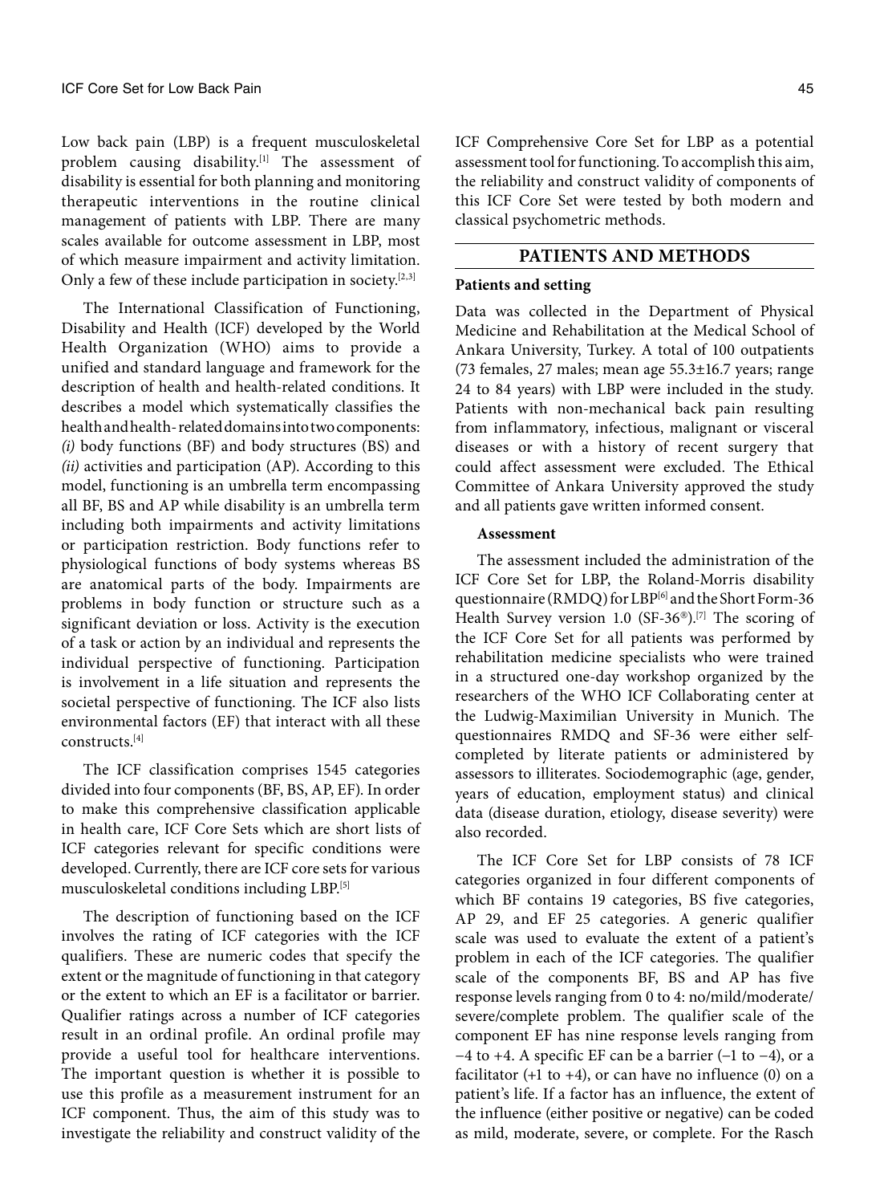Low back pain (LBP) is a frequent musculoskeletal problem causing disability.[1] The assessment of disability is essential for both planning and monitoring therapeutic interventions in the routine clinical management of patients with LBP. There are many scales available for outcome assessment in LBP, most of which measure impairment and activity limitation. Only a few of these include participation in society.[2,3]

The International Classification of Functioning, Disability and Health (ICF) developed by the World Health Organization (WHO) aims to provide a unified and standard language and framework for the description of health and health-related conditions. It describes a model which systematically classifies the health and health-related domains into two components: *(i)* body functions (BF) and body structures (BS) and *(ii)* activities and participation (AP). According to this model, functioning is an umbrella term encompassing all BF, BS and AP while disability is an umbrella term including both impairments and activity limitations or participation restriction. Body functions refer to physiological functions of body systems whereas BS are anatomical parts of the body. Impairments are problems in body function or structure such as a significant deviation or loss. Activity is the execution of a task or action by an individual and represents the individual perspective of functioning. Participation is involvement in a life situation and represents the societal perspective of functioning. The ICF also lists environmental factors (EF) that interact with all these constructs.[4]

The ICF classification comprises 1545 categories divided into four components (BF, BS, AP, EF). In order to make this comprehensive classification applicable in health care, ICF Core Sets which are short lists of ICF categories relevant for specific conditions were developed. Currently, there are ICF core sets for various musculoskeletal conditions including LBP.[5]

The description of functioning based on the ICF involves the rating of ICF categories with the ICF qualifiers. These are numeric codes that specify the extent or the magnitude of functioning in that category or the extent to which an EF is a facilitator or barrier. Qualifier ratings across a number of ICF categories result in an ordinal profile. An ordinal profile may provide a useful tool for healthcare interventions. The important question is whether it is possible to use this profile as a measurement instrument for an ICF component. Thus, the aim of this study was to investigate the reliability and construct validity of the ICF Comprehensive Core Set for LBP as a potential assessment tool for functioning. To accomplish this aim, the reliability and construct validity of components of this ICF Core Set were tested by both modern and classical psychometric methods.

## PATIENTS AND METHODS

### Patients and setting

Data was collected in the Department of Physical Medicine and Rehabilitation at the Medical School of Ankara University, Turkey. A total of 100 outpatients (73 females, 27 males; mean age 55.3±16.7 years; range 24 to 84 years) with LBP were included in the study. Patients with non-mechanical back pain resulting from inflammatory, infectious, malignant or visceral diseases or with a history of recent surgery that could affect assessment were excluded. The Ethical Committee of Ankara University approved the study and all patients gave written informed consent.

#### Assessment

The assessment included the administration of the ICF Core Set for LBP, the Roland-Morris disability questionnaire (RMDQ) for LBP[6] and the Short Form-36 Health Survey version 1.0 (SF-36®).[7] The scoring of the ICF Core Set for all patients was performed by rehabilitation medicine specialists who were trained in a structured one-day workshop organized by the researchers of the WHO ICF Collaborating center at the Ludwig-Maximilian University in Munich. The questionnaires RMDQ and SF-36 were either self-completed by literate patients or administered by assessors to illiterates. Sociodemographic (age, gender, years of education, employment status) and clinical data (disease duration, etiology, disease severity) were also recorded.

The ICF Core Set for LBP consists of 78 ICF categories organized in four different components of which BF contains 19 categories, BS five categories, AP 29, and EF 25 categories. A generic qualifier scale was used to evaluate the extent of a patient's problem in each of the ICF categories. The qualifier scale of the components BF, BS and AP has five response levels ranging from 0 to 4: no/mild/moderate/severe/complete problem. The qualifier scale of the component EF has nine response levels ranging from −4 to +4. A specific EF can be a barrier (–1 to −4), or a facilitator (+1 to +4), or can have no influence (0) on a patient's life. If a factor has an influence, the extent of the influence (either positive or negative) can be coded as mild, moderate, severe, or complete. For the Rasch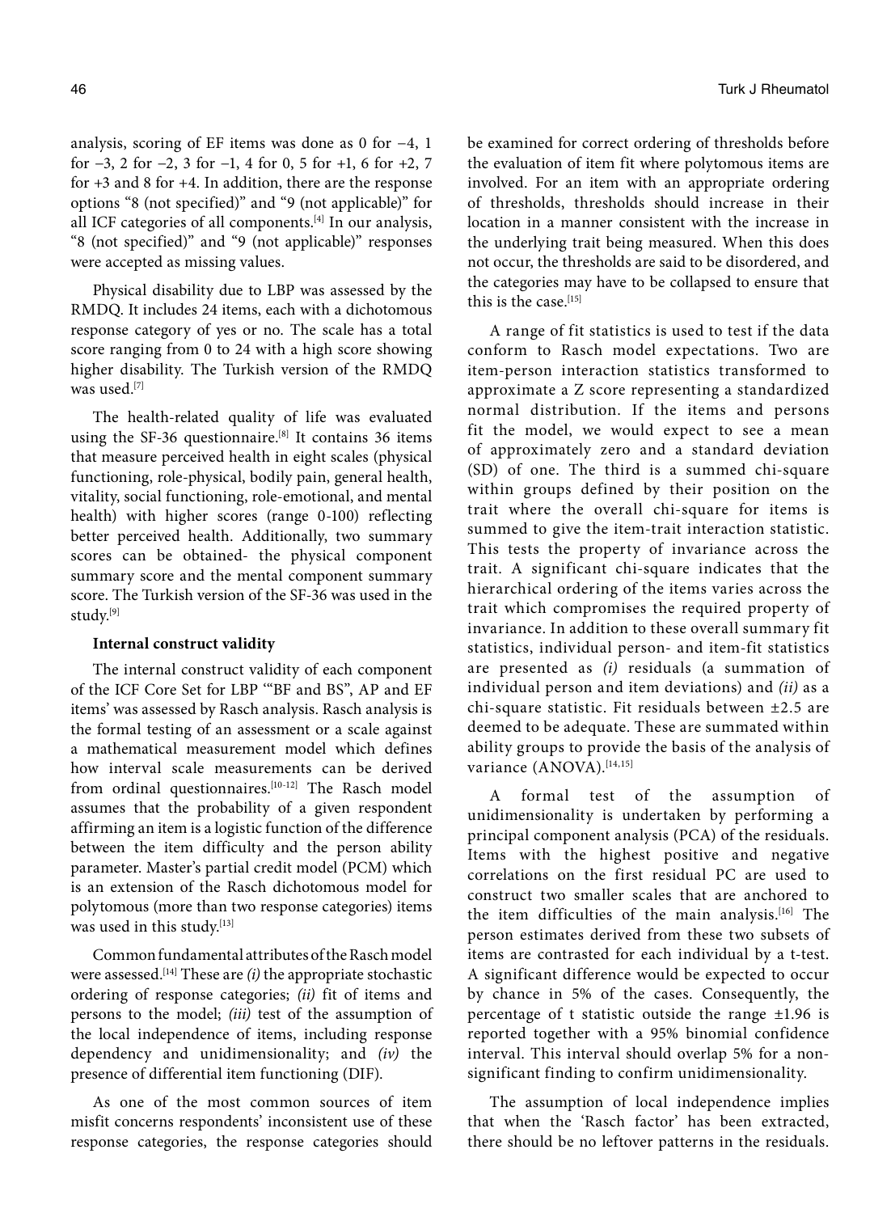analysis, scoring of EF items was done as 0 for −4, 1 for −3, 2 for −2, 3 for −1, 4 for 0, 5 for +1, 6 for +2, 7 for +3 and 8 for +4. In addition, there are the response options "8 (not specified)" and "9 (not applicable)" for all ICF categories of all components.[4] In our analysis, "8 (not specified)" and "9 (not applicable)" responses were accepted as missing values.

Physical disability due to LBP was assessed by the RMDQ. It includes 24 items, each with a dichotomous response category of yes or no. The scale has a total score ranging from 0 to 24 with a high score showing higher disability. The Turkish version of the RMDQ was used.[7]

The health-related quality of life was evaluated using the SF-36 questionnaire.[8] It contains 36 items that measure perceived health in eight scales (physical functioning, role-physical, bodily pain, general health, vitality, social functioning, role-emotional, and mental health) with higher scores (range 0-100) reflecting better perceived health. Additionally, two summary scores can be obtained- the physical component summary score and the mental component summary score. The Turkish version of the SF-36 was used in the study.[9]

**Internal construct validity**

The internal construct validity of each component of the ICF Core Set for LBP '"BF and BS", AP and EF items' was assessed by Rasch analysis. Rasch analysis is the formal testing of an assessment or a scale against a mathematical measurement model which defines how interval scale measurements can be derived from ordinal questionnaires.[10-12] The Rasch model assumes that the probability of a given respondent affirming an item is a logistic function of the difference between the item difficulty and the person ability parameter. Master's partial credit model (PCM) which is an extension of the Rasch dichotomous model for polytomous (more than two response categories) items was used in this study.[13]

Common fundamental attributes of the Rasch model were assessed.[14] These are *(i)* the appropriate stochastic ordering of response categories; *(ii)* fit of items and persons to the model; *(iii)* test of the assumption of the local independence of items, including response dependency and unidimensionality; and *(iv)* the presence of differential item functioning (DIF).

As one of the most common sources of item misfit concerns respondents' inconsistent use of these response categories, the response categories should be examined for correct ordering of thresholds before the evaluation of item fit where polytomous items are involved. For an item with an appropriate ordering of thresholds, thresholds should increase in their location in a manner consistent with the increase in the underlying trait being measured. When this does not occur, the thresholds are said to be disordered, and the categories may have to be collapsed to ensure that this is the case.[15]

A range of fit statistics is used to test if the data conform to Rasch model expectations. Two are item-person interaction statistics transformed to approximate a Z score representing a standardized normal distribution. If the items and persons fit the model, we would expect to see a mean of approximately zero and a standard deviation (SD) of one. The third is a summed chi-square within groups defined by their position on the trait where the overall chi-square for items is summed to give the item-trait interaction statistic. This tests the property of invariance across the trait. A significant chi-square indicates that the hierarchical ordering of the items varies across the trait which compromises the required property of invariance. In addition to these overall summary fit statistics, individual person- and item-fit statistics are presented as *(i)* residuals (a summation of individual person and item deviations) and *(ii)* as a chi-square statistic. Fit residuals between ±2.5 are deemed to be adequate. These are summated within ability groups to provide the basis of the analysis of variance (ANOVA).[14,15]

A formal test of the assumption of unidimensionality is undertaken by performing a principal component analysis (PCA) of the residuals. Items with the highest positive and negative correlations on the first residual PC are used to construct two smaller scales that are anchored to the item difficulties of the main analysis.[16] The person estimates derived from these two subsets of items are contrasted for each individual by a t-test. A significant difference would be expected to occur by chance in 5% of the cases. Consequently, the percentage of t statistic outside the range ±1.96 is reported together with a 95% binomial confidence interval. This interval should overlap 5% for a non-significant finding to confirm unidimensionality.

The assumption of local independence implies that when the 'Rasch factor' has been extracted, there should be no leftover patterns in the residuals.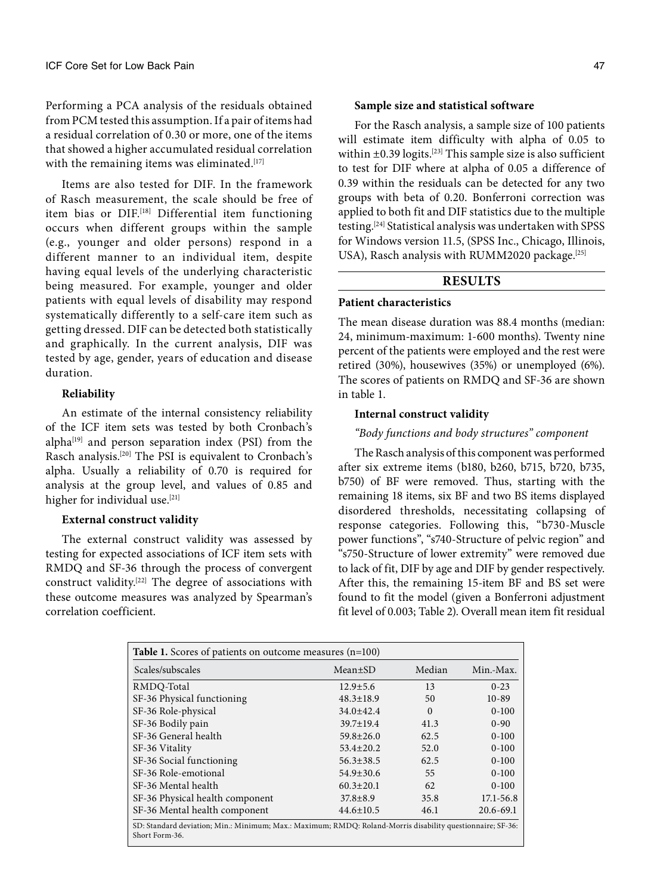Performing a PCA analysis of the residuals obtained from PCM tested this assumption. If a pair of items had a residual correlation of 0.30 or more, one of the items that showed a higher accumulated residual correlation with the remaining items was eliminated.[17]

Items are also tested for DIF. In the framework of Rasch measurement, the scale should be free of item bias or DIF.[18] Differential item functioning occurs when different groups within the sample (e.g., younger and older persons) respond in a different manner to an individual item, despite having equal levels of the underlying characteristic being measured. For example, younger and older patients with equal levels of disability may respond systematically differently to a self-care item such as getting dressed. DIF can be detected both statistically and graphically. In the current analysis, DIF was tested by age, gender, years of education and disease duration.

**Reliability**

An estimate of the internal consistency reliability of the ICF item sets was tested by both Cronbach's alpha[19] and person separation index (PSI) from the Rasch analysis.[20] The PSI is equivalent to Cronbach's alpha. Usually a reliability of 0.70 is required for analysis at the group level, and values of 0.85 and higher for individual use.[21]

**External construct validity**

The external construct validity was assessed by testing for expected associations of ICF item sets with RMDQ and SF-36 through the process of convergent construct validity.[22] The degree of associations with these outcome measures was analyzed by Spearman's correlation coefficient.

**Sample size and statistical software**

For the Rasch analysis, a sample size of 100 patients will estimate item difficulty with alpha of 0.05 to within ±0.39 logits.[23] This sample size is also sufficient to test for DIF where at alpha of 0.05 a difference of 0.39 within the residuals can be detected for any two groups with beta of 0.20. Bonferroni correction was applied to both fit and DIF statistics due to the multiple testing.[24] Statistical analysis was undertaken with SPSS for Windows version 11.5, (SPSS Inc., Chicago, Illinois, USA), Rasch analysis with RUMM2020 package.[25]

## RESULTS

**Patient characteristics**

The mean disease duration was 88.4 months (median: 24, minimum-maximum: 1-600 months). Twenty nine percent of the patients were employed and the rest were retired (30%), housewives (35%) or unemployed (6%). The scores of patients on RMDQ and SF-36 are shown in table 1.

**Internal construct validity**

*"Body functions and body structures" component*

The Rasch analysis of this component was performed after six extreme items (b180, b260, b715, b720, b735, b750) of BF were removed. Thus, starting with the remaining 18 items, six BF and two BS items displayed disordered thresholds, necessitating collapsing of response categories. Following this, "b730-Muscle power functions", "s740-Structure of pelvic region" and "s750-Structure of lower extremity" were removed due to lack of fit, DIF by age and DIF by gender respectively. After this, the remaining 15-item BF and BS set were found to fit the model (given a Bonferroni adjustment fit level of 0.003; Table 2). Overall mean item fit residual

**Table 1.** Scores of patients on outcome measures (n=100)

| Scales/subscales | Mean±SD | Median | Min.-Max. |
|---|---|---|---|
| RMDQ-Total | 12.9±5.6 | 13 | 0-23 |
| SF-36 Physical functioning | 48.3±18.9 | 50 | 10-89 |
| SF-36 Role-physical | 34.0±42.4 | 0 | 0-100 |
| SF-36 Bodily pain | 39.7±19.4 | 41.3 | 0-90 |
| SF-36 General health | 59.8±26.0 | 62.5 | 0-100 |
| SF-36 Vitality | 53.4±20.2 | 52.0 | 0-100 |
| SF-36 Social functioning | 56.3±38.5 | 62.5 | 0-100 |
| SF-36 Role-emotional | 54.9±30.6 | 55 | 0-100 |
| SF-36 Mental health | 60.3±20.1 | 62 | 0-100 |
| SF-36 Physical health component | 37.8±8.9 | 35.8 | 17.1-56.8 |
| SF-36 Mental health component | 44.6±10.5 | 46.1 | 20.6-69.1 |

SD: Standard deviation; Min.: Minimum; Max.: Maximum; RMDQ: Roland-Morris disability questionnaire; SF-36: Short Form-36.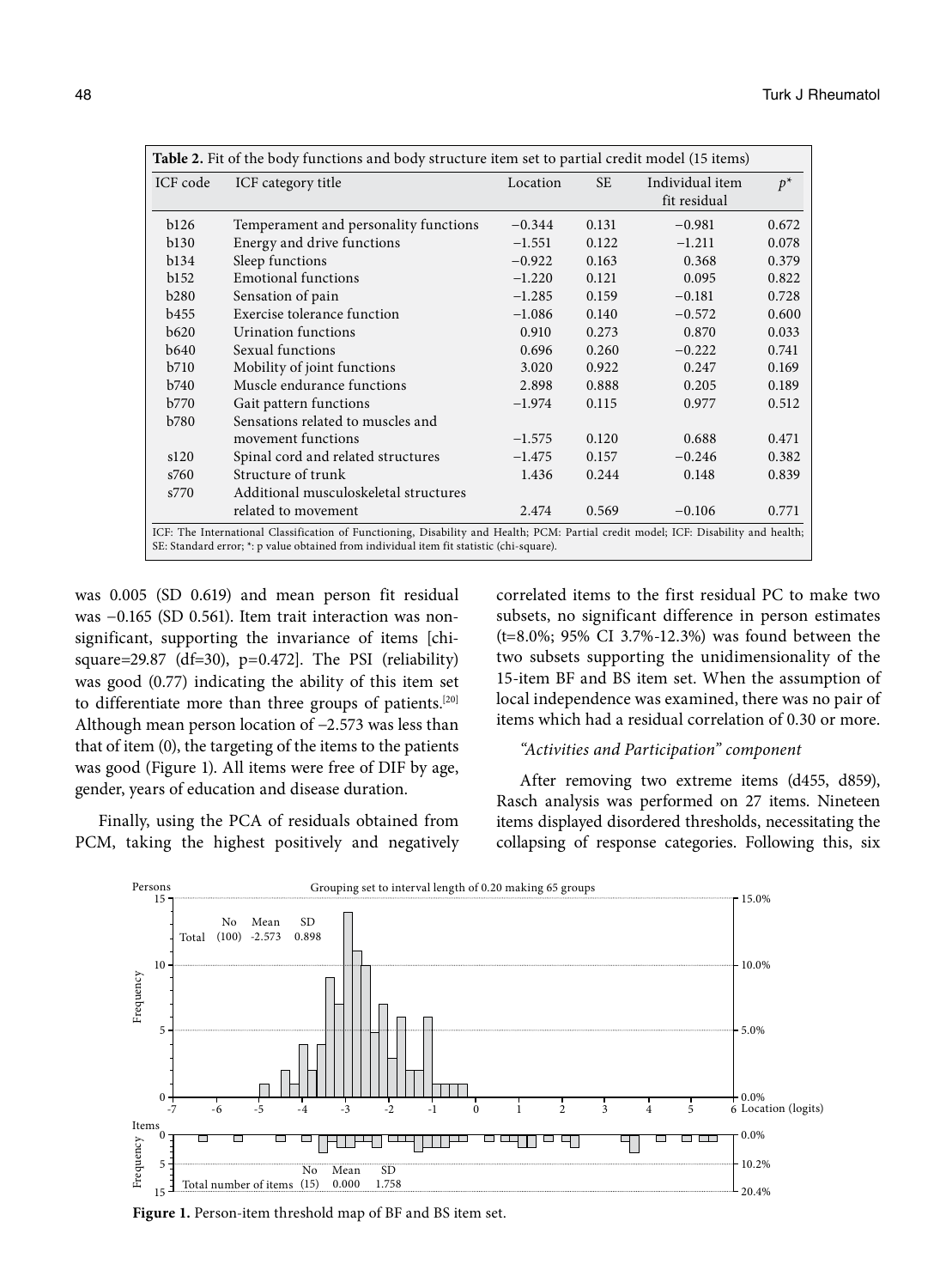**Table 2.** Fit of the body functions and body structure item set to partial credit model (15 items)

| ICF code | ICF category title | Location | SE | Individual item fit residual | $p^*$ |
|---|---|---|---|---|---|
| b126 | Temperament and personality functions | −0.344 | 0.131 | −0.981 | 0.672 |
| b130 | Energy and drive functions | −1.551 | 0.122 | −1.211 | 0.078 |
| b134 | Sleep functions | −0.922 | 0.163 | 0.368 | 0.379 |
| b152 | Emotional functions | −1.220 | 0.121 | 0.095 | 0.822 |
| b280 | Sensation of pain | −1.285 | 0.159 | −0.181 | 0.728 |
| b455 | Exercise tolerance function | −1.086 | 0.140 | −0.572 | 0.600 |
| b620 | Urination functions | 0.910 | 0.273 | 0.870 | 0.033 |
| b640 | Sexual functions | 0.696 | 0.260 | −0.222 | 0.741 |
| b710 | Mobility of joint functions | 3.020 | 0.922 | 0.247 | 0.169 |
| b740 | Muscle endurance functions | 2.898 | 0.888 | 0.205 | 0.189 |
| b770 | Gait pattern functions | −1.974 | 0.115 | 0.977 | 0.512 |
| b780 | Sensations related to muscles and movement functions | −1.575 | 0.120 | 0.688 | 0.471 |
| s120 | Spinal cord and related structures | −1.475 | 0.157 | −0.246 | 0.382 |
| s760 | Structure of trunk | 1.436 | 0.244 | 0.148 | 0.839 |
| s770 | Additional musculoskeletal structures related to movement | 2.474 | 0.569 | −0.106 | 0.771 |

ICF: The International Classification of Functioning, Disability and Health; PCM: Partial credit model; ICF: Disability and health; SE: Standard error; *: p value obtained from individual item fit statistic (chi-square).

was 0.005 (SD 0.619) and mean person fit residual was −0.165 (SD 0.561). Item trait interaction was non-significant, supporting the invariance of items [chi-square=29.87 (df=30), p=0.472]. The PSI (reliability) was good (0.77) indicating the ability of this item set to differentiate more than three groups of patients.[20] Although mean person location of −2.573 was less than that of item (0), the targeting of the items to the patients was good (Figure 1). All items were free of DIF by age, gender, years of education and disease duration.

Finally, using the PCA of residuals obtained from PCM, taking the highest positively and negatively correlated items to the first residual PC to make two subsets, no significant difference in person estimates (t=8.0%; 95% CI 3.7%-12.3%) was found between the two subsets supporting the unidimensionality of the 15-item BF and BS item set. When the assumption of local independence was examined, there was no pair of items which had a residual correlation of 0.30 or more.

*"Activities and Participation" component*

After removing two extreme items (d455, d859), Rasch analysis was performed on 27 items. Nineteen items displayed disordered thresholds, necessitating the collapsing of response categories. Following this, six

**Figure 1.** Person-item threshold map of BF and BS item set.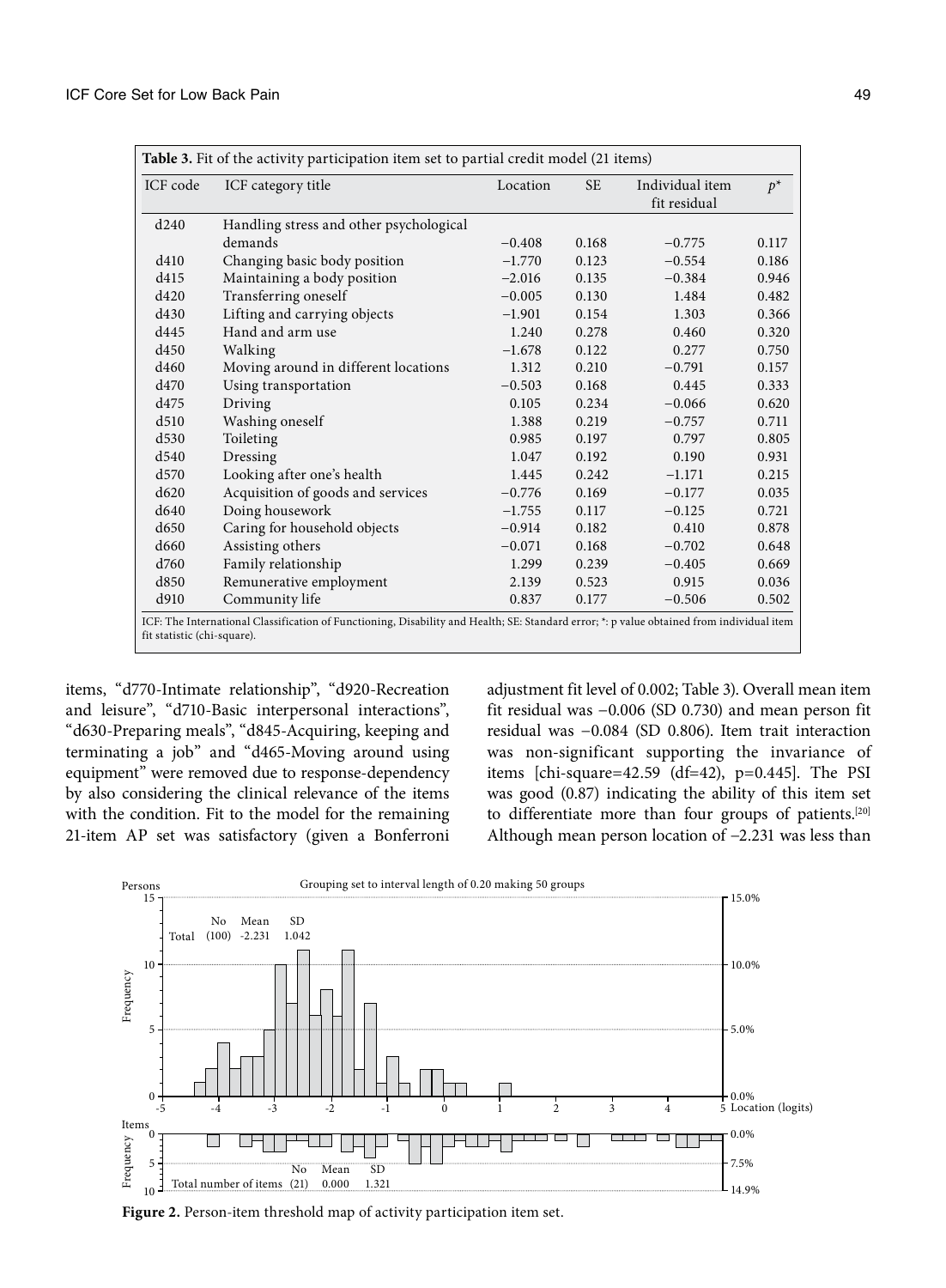**Table 3.** Fit of the activity participation item set to partial credit model (21 items)

| ICF code | ICF category title | Location | SE | Individual item fit residual | p* |
|---|---|---|---|---|---|
| d240 | Handling stress and other psychological demands | −0.408 | 0.168 | −0.775 | 0.117 |
| d410 | Changing basic body position | −1.770 | 0.123 | −0.554 | 0.186 |
| d415 | Maintaining a body position | −2.016 | 0.135 | −0.384 | 0.946 |
| d420 | Transferring oneself | −0.005 | 0.130 | 1.484 | 0.482 |
| d430 | Lifting and carrying objects | −1.901 | 0.154 | 1.303 | 0.366 |
| d445 | Hand and arm use | 1.240 | 0.278 | 0.460 | 0.320 |
| d450 | Walking | −1.678 | 0.122 | 0.277 | 0.750 |
| d460 | Moving around in different locations | 1.312 | 0.210 | −0.791 | 0.157 |
| d470 | Using transportation | −0.503 | 0.168 | 0.445 | 0.333 |
| d475 | Driving | 0.105 | 0.234 | −0.066 | 0.620 |
| d510 | Washing oneself | 1.388 | 0.219 | −0.757 | 0.711 |
| d530 | Toileting | 0.985 | 0.197 | 0.797 | 0.805 |
| d540 | Dressing | 1.047 | 0.192 | 0.190 | 0.931 |
| d570 | Looking after one's health | 1.445 | 0.242 | −1.171 | 0.215 |
| d620 | Acquisition of goods and services | −0.776 | 0.169 | −0.177 | 0.035 |
| d640 | Doing housework | −1.755 | 0.117 | −0.125 | 0.721 |
| d650 | Caring for household objects | −0.914 | 0.182 | 0.410 | 0.878 |
| d660 | Assisting others | −0.071 | 0.168 | −0.702 | 0.648 |
| d760 | Family relationship | 1.299 | 0.239 | −0.405 | 0.669 |
| d850 | Remunerative employment | 2.139 | 0.523 | 0.915 | 0.036 |
| d910 | Community life | 0.837 | 0.177 | −0.506 | 0.502 |

ICF: The International Classification of Functioning, Disability and Health; SE: Standard error; *: p value obtained from individual item fit statistic (chi-square).

items, "d770-Intimate relationship", "d920-Recreation and leisure", "d710-Basic interpersonal interactions", "d630-Preparing meals", "d845-Acquiring, keeping and terminating a job" and "d465-Moving around using equipment" were removed due to response-dependency by also considering the clinical relevance of the items with the condition. Fit to the model for the remaining 21-item AP set was satisfactory (given a Bonferroni adjustment fit level of 0.002; Table 3). Overall mean item fit residual was −0.006 (SD 0.730) and mean person fit residual was −0.084 (SD 0.806). Item trait interaction was non-significant supporting the invariance of items [chi-square=42.59 (df=42), p=0.445]. The PSI was good (0.87) indicating the ability of this item set to differentiate more than four groups of patients.[20] Although mean person location of −2.231 was less than

**Figure 2.** Person-item threshold map of activity participation item set.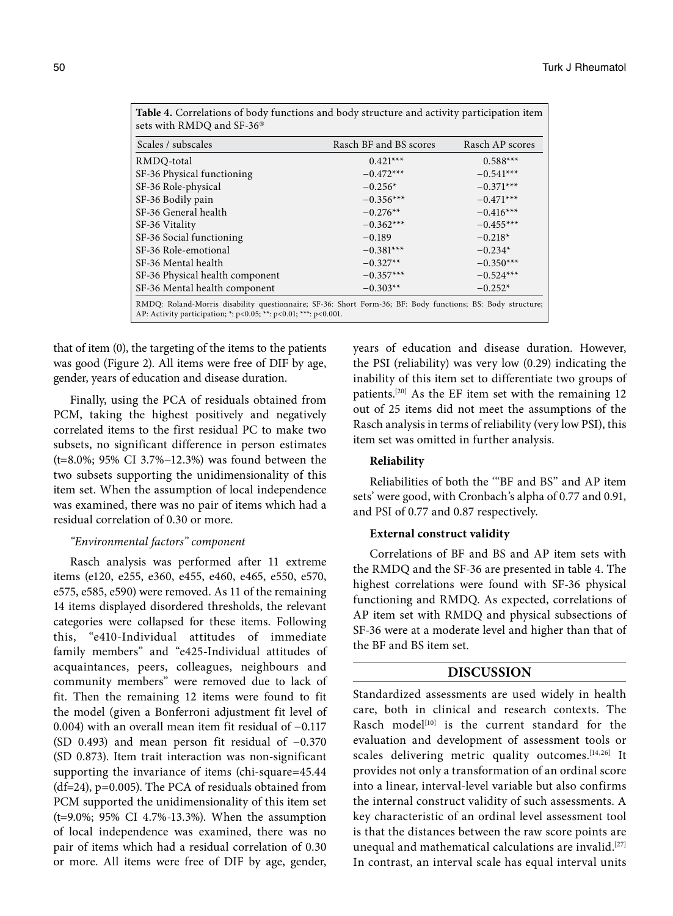**Table 4.** Correlations of body functions and body structure and activity participation item sets with RMDQ and SF-36®

| Scales / subscales | Rasch BF and BS scores | Rasch AP scores |
|---|---|---|
| RMDQ-total | 0.421*** | 0.588*** |
| SF-36 Physical functioning | −0.472*** | −0.541*** |
| SF-36 Role-physical | −0.256* | −0.371*** |
| SF-36 Bodily pain | −0.356*** | −0.471*** |
| SF-36 General health | −0.276** | −0.416*** |
| SF-36 Vitality | −0.362*** | −0.455*** |
| SF-36 Social functioning | −0.189 | −0.218* |
| SF-36 Role-emotional | −0.381*** | −0.234* |
| SF-36 Mental health | −0.327** | −0.350*** |
| SF-36 Physical health component | −0.357*** | −0.524*** |
| SF-36 Mental health component | −0.303** | −0.252* |

RMDQ: Roland-Morris disability questionnaire; SF-36: Short Form-36; BF: Body functions; BS: Body structure; AP: Activity participation; *: $p<0.05$; **: $p<0.01$; ***: $p<0.001$.

that of item (0), the targeting of the items to the patients was good (Figure 2). All items were free of DIF by age, gender, years of education and disease duration.

Finally, using the PCA of residuals obtained from PCM, taking the highest positively and negatively correlated items to the first residual PC to make two subsets, no significant difference in person estimates (t=8.0%; 95% CI 3.7%–12.3%) was found between the two subsets supporting the unidimensionality of this item set. When the assumption of local independence was examined, there was no pair of items which had a residual correlation of 0.30 or more.

### *"Environmental factors" component*

Rasch analysis was performed after 11 extreme items (e120, e255, e360, e455, e460, e465, e550, e570, e575, e585, e590) were removed. As 11 of the remaining 14 items displayed disordered thresholds, the relevant categories were collapsed for these items. Following this, "e410-Individual attitudes of immediate family members" and "e425-Individual attitudes of acquaintances, peers, colleagues, neighbours and community members" were removed due to lack of fit. Then the remaining 12 items were found to fit the model (given a Bonferroni adjustment fit level of 0.004) with an overall mean item fit residual of −0.117 (SD 0.493) and mean person fit residual of −0.370 (SD 0.873). Item trait interaction was non-significant supporting the invariance of items (chi-square=45.44 (df=24), p=0.005). The PCA of residuals obtained from PCM supported the unidimensionality of this item set (t=9.0%; 95% CI 4.7%-13.3%). When the assumption of local independence was examined, there was no pair of items which had a residual correlation of 0.30 or more. All items were free of DIF by age, gender, years of education and disease duration. However, the PSI (reliability) was very low (0.29) indicating the inability of this item set to differentiate two groups of patients.[20] As the EF item set with the remaining 12 out of 25 items did not meet the assumptions of the Rasch analysis in terms of reliability (very low PSI), this item set was omitted in further analysis.

### Reliability

Reliabilities of both the '"BF and BS" and AP item sets' were good, with Cronbach's alpha of 0.77 and 0.91, and PSI of 0.77 and 0.87 respectively.

### External construct validity

Correlations of BF and BS and AP item sets with the RMDQ and the SF-36 are presented in table 4. The highest correlations were found with SF-36 physical functioning and RMDQ. As expected, correlations of AP item set with RMDQ and physical subsections of SF-36 were at a moderate level and higher than that of the BF and BS item set.

## DISCUSSION

Standardized assessments are used widely in health care, both in clinical and research contexts. The Rasch model[10] is the current standard for the evaluation and development of assessment tools or scales delivering metric quality outcomes.[14,26] It provides not only a transformation of an ordinal score into a linear, interval-level variable but also confirms the internal construct validity of such assessments. A key characteristic of an ordinal level assessment tool is that the distances between the raw score points are unequal and mathematical calculations are invalid.[27] In contrast, an interval scale has equal interval units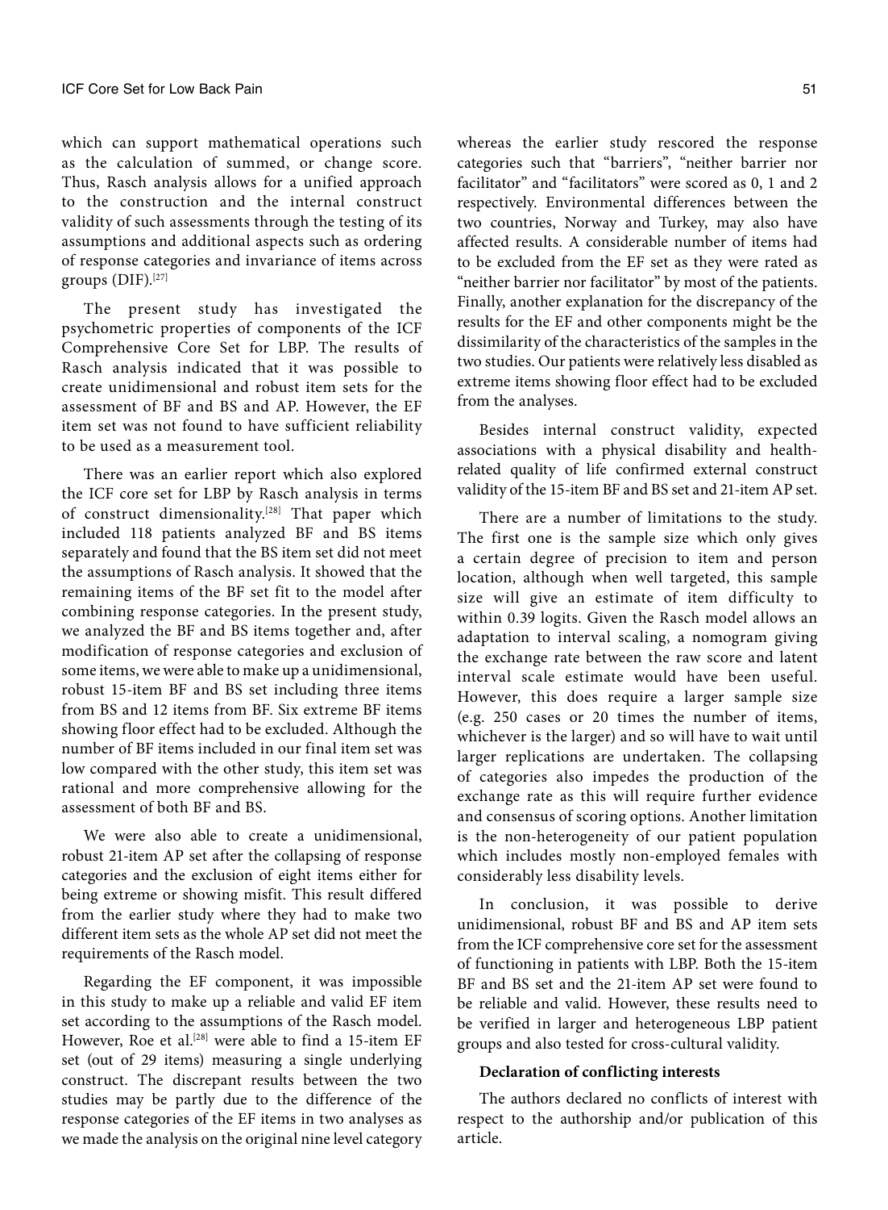which can support mathematical operations such as the calculation of summed, or change score. Thus, Rasch analysis allows for a unified approach to the construction and the internal construct validity of such assessments through the testing of its assumptions and additional aspects such as ordering of response categories and invariance of items across groups (DIF).[27]

The present study has investigated the psychometric properties of components of the ICF Comprehensive Core Set for LBP. The results of Rasch analysis indicated that it was possible to create unidimensional and robust item sets for the assessment of BF and BS and AP. However, the EF item set was not found to have sufficient reliability to be used as a measurement tool.

There was an earlier report which also explored the ICF core set for LBP by Rasch analysis in terms of construct dimensionality.[28] That paper which included 118 patients analyzed BF and BS items separately and found that the BS item set did not meet the assumptions of Rasch analysis. It showed that the remaining items of the BF set fit to the model after combining response categories. In the present study, we analyzed the BF and BS items together and, after modification of response categories and exclusion of some items, we were able to make up a unidimensional, robust 15-item BF and BS set including three items from BS and 12 items from BF. Six extreme BF items showing floor effect had to be excluded. Although the number of BF items included in our final item set was low compared with the other study, this item set was rational and more comprehensive allowing for the assessment of both BF and BS.

We were also able to create a unidimensional, robust 21-item AP set after the collapsing of response categories and the exclusion of eight items either for being extreme or showing misfit. This result differed from the earlier study where they had to make two different item sets as the whole AP set did not meet the requirements of the Rasch model.

Regarding the EF component, it was impossible in this study to make up a reliable and valid EF item set according to the assumptions of the Rasch model. However, Roe et al.[28] were able to find a 15-item EF set (out of 29 items) measuring a single underlying construct. The discrepant results between the two studies may be partly due to the difference of the response categories of the EF items in two analyses as we made the analysis on the original nine level category whereas the earlier study rescored the response categories such that "barriers", "neither barrier nor facilitator" and "facilitators" were scored as 0, 1 and 2 respectively. Environmental differences between the two countries, Norway and Turkey, may also have affected results. A considerable number of items had to be excluded from the EF set as they were rated as "neither barrier nor facilitator" by most of the patients. Finally, another explanation for the discrepancy of the results for the EF and other components might be the dissimilarity of the characteristics of the samples in the two studies. Our patients were relatively less disabled as extreme items showing floor effect had to be excluded from the analyses.

Besides internal construct validity, expected associations with a physical disability and health-related quality of life confirmed external construct validity of the 15-item BF and BS set and 21-item AP set.

There are a number of limitations to the study. The first one is the sample size which only gives a certain degree of precision to item and person location, although when well targeted, this sample size will give an estimate of item difficulty to within 0.39 logits. Given the Rasch model allows an adaptation to interval scaling, a nomogram giving the exchange rate between the raw score and latent interval scale estimate would have been useful. However, this does require a larger sample size (e.g. 250 cases or 20 times the number of items, whichever is the larger) and so will have to wait until larger replications are undertaken. The collapsing of categories also impedes the production of the exchange rate as this will require further evidence and consensus of scoring options. Another limitation is the non-heterogeneity of our patient population which includes mostly non-employed females with considerably less disability levels.

In conclusion, it was possible to derive unidimensional, robust BF and BS and AP item sets from the ICF comprehensive core set for the assessment of functioning in patients with LBP. Both the 15-item BF and BS set and the 21-item AP set were found to be reliable and valid. However, these results need to be verified in larger and heterogeneous LBP patient groups and also tested for cross-cultural validity.

**Declaration of conflicting interests**

The authors declared no conflicts of interest with respect to the authorship and/or publication of this article.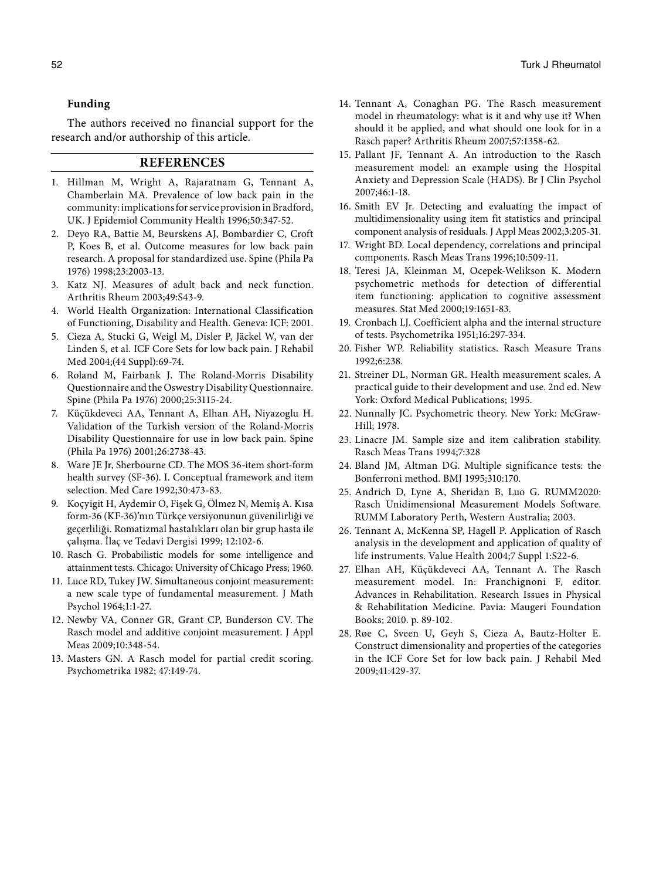## Funding

The authors received no financial support for the research and/or authorship of this article.

## REFERENCES

1. Hillman M, Wright A, Rajaratnam G, Tennant A, Chamberlain MA. Prevalence of low back pain in the community: implications for service provision in Bradford, UK. J Epidemiol Community Health 1996;50:347-52.
2. Deyo RA, Battie M, Beurskens AJ, Bombardier C, Croft P, Koes B, et al. Outcome measures for low back pain research. A proposal for standardized use. Spine (Phila Pa 1976) 1998;23:2003-13.
3. Katz NJ. Measures of adult back and neck function. Arthritis Rheum 2003;49:S43-9.
4. World Health Organization: International Classification of Functioning, Disability and Health. Geneva: ICF: 2001.
5. Cieza A, Stucki G, Weigl M, Disler P, Jäckel W, van der Linden S, et al. ICF Core Sets for low back pain. J Rehabil Med 2004;(44 Suppl):69-74.
6. Roland M, Fairbank J. The Roland-Morris Disability Questionnaire and the Oswestry Disability Questionnaire. Spine (Phila Pa 1976) 2000;25:3115-24.
7. Küçükdeveci AA, Tennant A, Elhan AH, Niyazoglu H. Validation of the Turkish version of the Roland-Morris Disability Questionnaire for use in low back pain. Spine (Phila Pa 1976) 2001;26:2738-43.
8. Ware JE Jr, Sherbourne CD. The MOS 36-item short-form health survey (SF-36). I. Conceptual framework and item selection. Med Care 1992;30:473-83.
9. Koçyigit H, Aydemir O, Fişek G, Ölmez N, Memiş A. Kısa form-36 (KF-36)'nın Türkçe versiyonunun güvenilirliği ve geçerliliği. Romatizmal hastalıkları olan bir grup hasta ile çalışma. İlaç ve Tedavi Dergisi 1999; 12:102-6.
10. Rasch G. Probabilistic models for some intelligence and attainment tests. Chicago: University of Chicago Press; 1960.
11. Luce RD, Tukey JW. Simultaneous conjoint measurement: a new scale type of fundamental measurement. J Math Psychol 1964;1:1-27.
12. Newby VA, Conner GR, Grant CP, Bunderson CV. The Rasch model and additive conjoint measurement. J Appl Meas 2009;10:348-54.
13. Masters GN. A Rasch model for partial credit scoring. Psychometrika 1982; 47:149-74.
14. Tennant A, Conaghan PG. The Rasch measurement model in rheumatology: what is it and why use it? When should it be applied, and what should one look for in a Rasch paper? Arthritis Rheum 2007;57:1358-62.
15. Pallant JF, Tennant A. An introduction to the Rasch measurement model: an example using the Hospital Anxiety and Depression Scale (HADS). Br J Clin Psychol 2007;46:1-18.
16. Smith EV Jr. Detecting and evaluating the impact of multidimensionality using item fit statistics and principal component analysis of residuals. J Appl Meas 2002;3:205-31.
17. Wright BD. Local dependency, correlations and principal components. Rasch Meas Trans 1996;10:509-11.
18. Teresi JA, Kleinman M, Ocepek-Welikson K. Modern psychometric methods for detection of differential item functioning: application to cognitive assessment measures. Stat Med 2000;19:1651-83.
19. Cronbach LJ. Coefficient alpha and the internal structure of tests. Psychometrika 1951;16:297-334.
20. Fisher WP. Reliability statistics. Rasch Measure Trans 1992;6:238.
21. Streiner DL, Norman GR. Health measurement scales. A practical guide to their development and use. 2nd ed. New York: Oxford Medical Publications; 1995.
22. Nunnally JC. Psychometric theory. New York: McGraw-Hill; 1978.
23. Linacre JM. Sample size and item calibration stability. Rasch Meas Trans 1994;7:328
24. Bland JM, Altman DG. Multiple significance tests: the Bonferroni method. BMJ 1995;310:170.
25. Andrich D, Lyne A, Sheridan B, Luo G. RUMM2020: Rasch Unidimensional Measurement Models Software. RUMM Laboratory Perth, Western Australia; 2003.
26. Tennant A, McKenna SP, Hagell P. Application of Rasch analysis in the development and application of quality of life instruments. Value Health 2004;7 Suppl 1:S22-6.
27. Elhan AH, Küçükdeveci AA, Tennant A. The Rasch measurement model. In: Franchignoni F, editor. Advances in Rehabilitation. Research Issues in Physical & Rehabilitation Medicine. Pavia: Maugeri Foundation Books; 2010. p. 89-102.
28. Røe C, Sveen U, Geyh S, Cieza A, Bautz-Holter E. Construct dimensionality and properties of the categories in the ICF Core Set for low back pain. J Rehabil Med 2009;41:429-37.